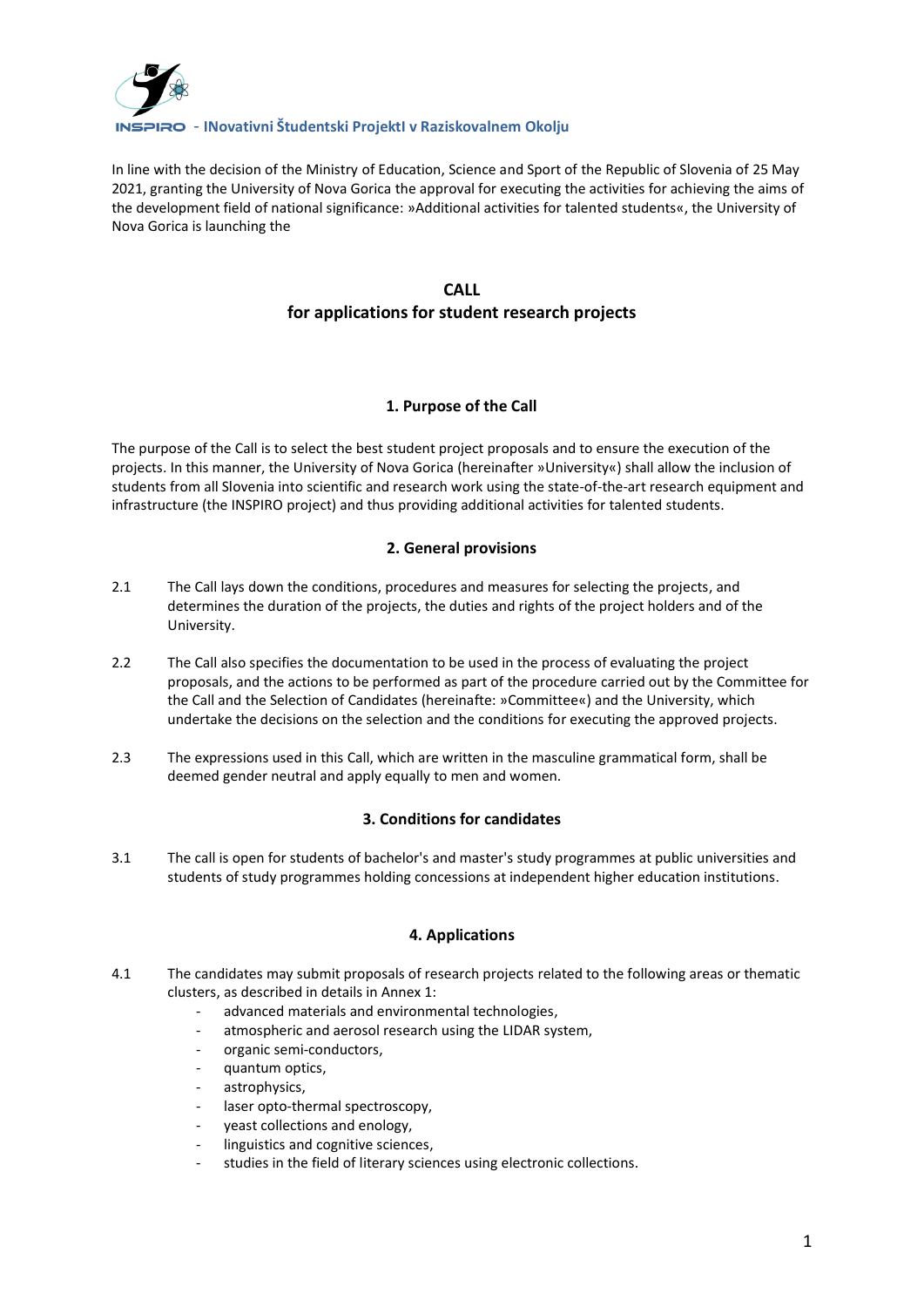INSPIRO - INovativni Študentski ProjektI v Raziskovalnem Okolju

In line with the decision of the Ministry of Education, Science and Sport of the Republic of Slovenia of 25 May 2021, granting the University of Nova Gorica the approval for executing the activities for achieving the aims of the development field of national significance: »Additional activities for talented students«, the University of Nova Gorica is launching the

# CALL
# for applications for student research projects

## 1. Purpose of the Call

The purpose of the Call is to select the best student project proposals and to ensure the execution of the projects. In this manner, the University of Nova Gorica (hereinafter »University«) shall allow the inclusion of students from all Slovenia into scientific and research work using the state-of-the-art research equipment and infrastructure (the INSPIRO project) and thus providing additional activities for talented students.

## 2. General provisions

2.1 The Call lays down the conditions, procedures and measures for selecting the projects, and determines the duration of the projects, the duties and rights of the project holders and of the University.

2.2 The Call also specifies the documentation to be used in the process of evaluating the project proposals, and the actions to be performed as part of the procedure carried out by the Committee for the Call and the Selection of Candidates (hereinafte: »Committee«) and the University, which undertake the decisions on the selection and the conditions for executing the approved projects.

2.3 The expressions used in this Call, which are written in the masculine grammatical form, shall be deemed gender neutral and apply equally to men and women.

## 3. Conditions for candidates

3.1 The call is open for students of bachelor's and master's study programmes at public universities and students of study programmes holding concessions at independent higher education institutions.

## 4. Applications

4.1 The candidates may submit proposals of research projects related to the following areas or thematic clusters, as described in details in Annex 1:

- advanced materials and environmental technologies,
- atmospheric and aerosol research using the LIDAR system,
- organic semi-conductors,
- quantum optics,
- astrophysics,
- laser opto-thermal spectroscopy,
- yeast collections and enology,
- linguistics and cognitive sciences,
- studies in the field of literary sciences using electronic collections.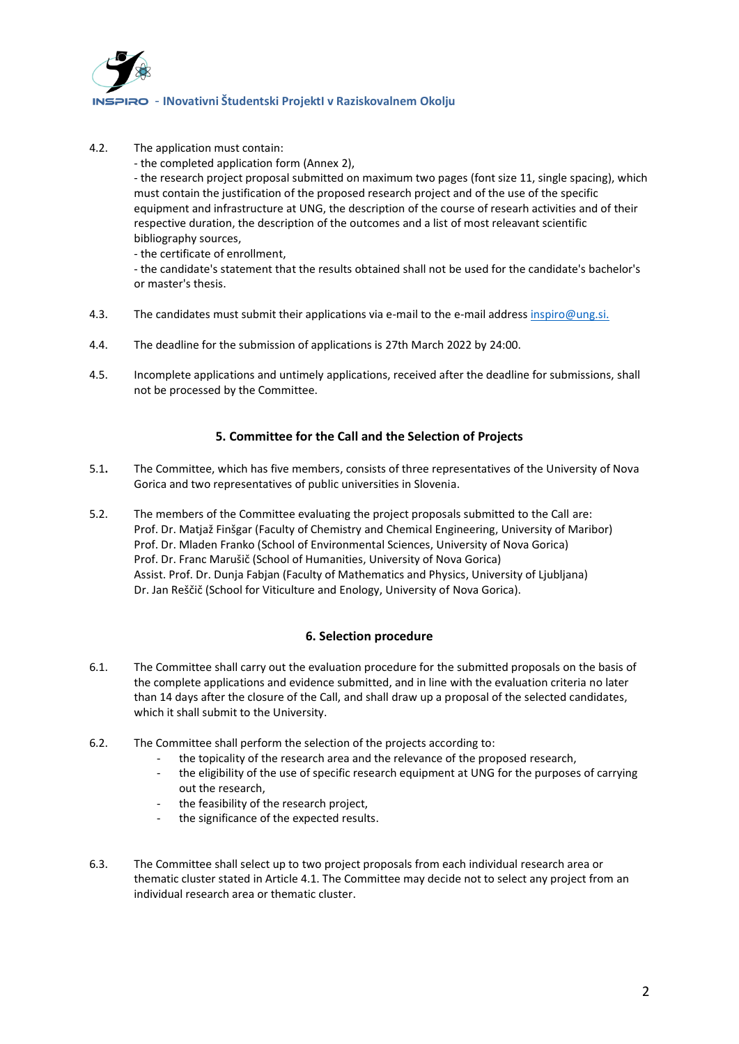4.2. The application must contain:

- the completed application form (Annex 2),
- the research project proposal submitted on maximum two pages (font size 11, single spacing), which must contain the justification of the proposed research project and of the use of the specific equipment and infrastructure at UNG, the description of the course of researh activities and of their respective duration, the description of the outcomes and a list of most releavant scientific bibliography sources,
- the certificate of enrollment,
- the candidate's statement that the results obtained shall not be used for the candidate's bachelor's or master's thesis.

4.3. The candidates must submit their applications via e-mail to the e-mail address inspiro@ung.si.

4.4. The deadline for the submission of applications is 27th March 2022 by 24:00.

4.5. Incomplete applications and untimely applications, received after the deadline for submissions, shall not be processed by the Committee.

## 5. Committee for the Call and the Selection of Projects

5.1. The Committee, which has five members, consists of three representatives of the University of Nova Gorica and two representatives of public universities in Slovenia.

5.2. The members of the Committee evaluating the project proposals submitted to the Call are:
Prof. Dr. Matjaž Finšgar (Faculty of Chemistry and Chemical Engineering, University of Maribor)
Prof. Dr. Mladen Franko (School of Environmental Sciences, University of Nova Gorica)
Prof. Dr. Franc Marušič (School of Humanities, University of Nova Gorica)
Assist. Prof. Dr. Dunja Fabjan (Faculty of Mathematics and Physics, University of Ljubljana)
Dr. Jan Reščič (School for Viticulture and Enology, University of Nova Gorica).

## 6. Selection procedure

6.1. The Committee shall carry out the evaluation procedure for the submitted proposals on the basis of the complete applications and evidence submitted, and in line with the evaluation criteria no later than 14 days after the closure of the Call, and shall draw up a proposal of the selected candidates, which it shall submit to the University.

6.2. The Committee shall perform the selection of the projects according to:

- the topicality of the research area and the relevance of the proposed research,
- the eligibility of the use of specific research equipment at UNG for the purposes of carrying out the research,
- the feasibility of the research project,
- the significance of the expected results.

6.3. The Committee shall select up to two project proposals from each individual research area or thematic cluster stated in Article 4.1. The Committee may decide not to select any project from an individual research area or thematic cluster.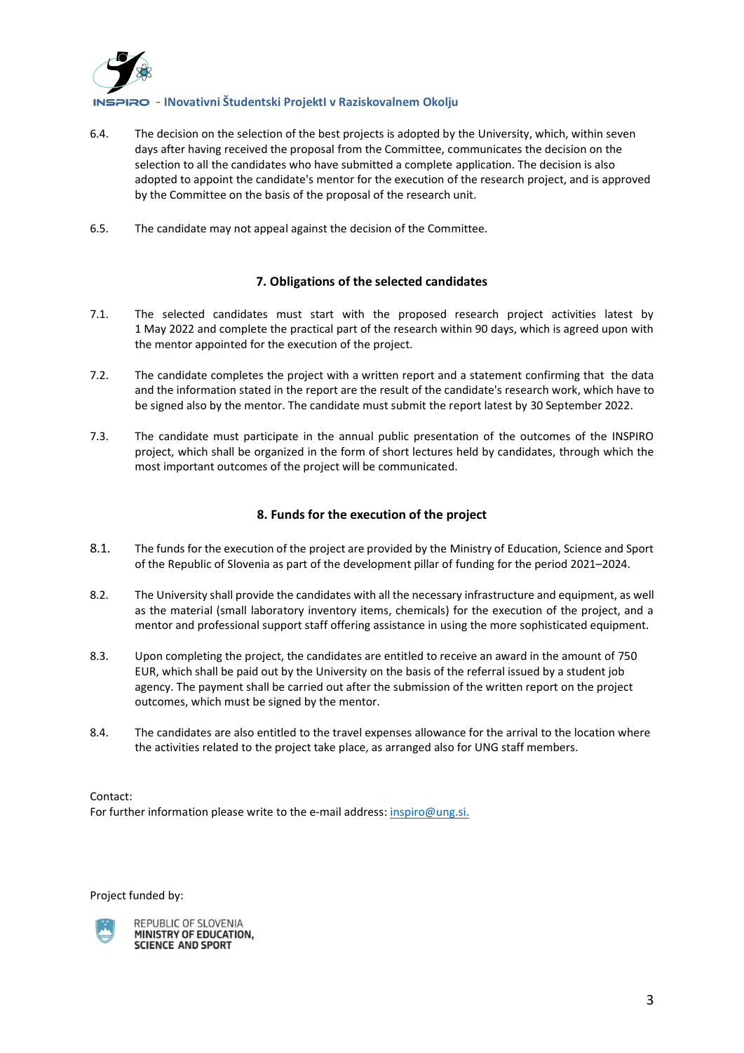6.4. The decision on the selection of the best projects is adopted by the University, which, within seven days after having received the proposal from the Committee, communicates the decision on the selection to all the candidates who have submitted a complete application. The decision is also adopted to appoint the candidate's mentor for the execution of the research project, and is approved by the Committee on the basis of the proposal of the research unit.

6.5. The candidate may not appeal against the decision of the Committee.

## 7. Obligations of the selected candidates

7.1. The selected candidates must start with the proposed research project activities latest by 1 May 2022 and complete the practical part of the research within 90 days, which is agreed upon with the mentor appointed for the execution of the project.

7.2. The candidate completes the project with a written report and a statement confirming that the data and the information stated in the report are the result of the candidate's research work, which have to be signed also by the mentor. The candidate must submit the report latest by 30 September 2022.

7.3. The candidate must participate in the annual public presentation of the outcomes of the INSPIRO project, which shall be organized in the form of short lectures held by candidates, through which the most important outcomes of the project will be communicated.

## 8. Funds for the execution of the project

8.1. The funds for the execution of the project are provided by the Ministry of Education, Science and Sport of the Republic of Slovenia as part of the development pillar of funding for the period 2021–2024.

8.2. The University shall provide the candidates with all the necessary infrastructure and equipment, as well as the material (small laboratory inventory items, chemicals) for the execution of the project, and a mentor and professional support staff offering assistance in using the more sophisticated equipment.

8.3. Upon completing the project, the candidates are entitled to receive an award in the amount of 750 EUR, which shall be paid out by the University on the basis of the referral issued by a student job agency. The payment shall be carried out after the submission of the written report on the project outcomes, which must be signed by the mentor.

8.4. The candidates are also entitled to the travel expenses allowance for the arrival to the location where the activities related to the project take place, as arranged also for UNG staff members.

Contact:
For further information please write to the e-mail address: inspiro@ung.si.

Project funded by:

REPUBLIC OF SLOVENIA
MINISTRY OF EDUCATION, SCIENCE AND SPORT